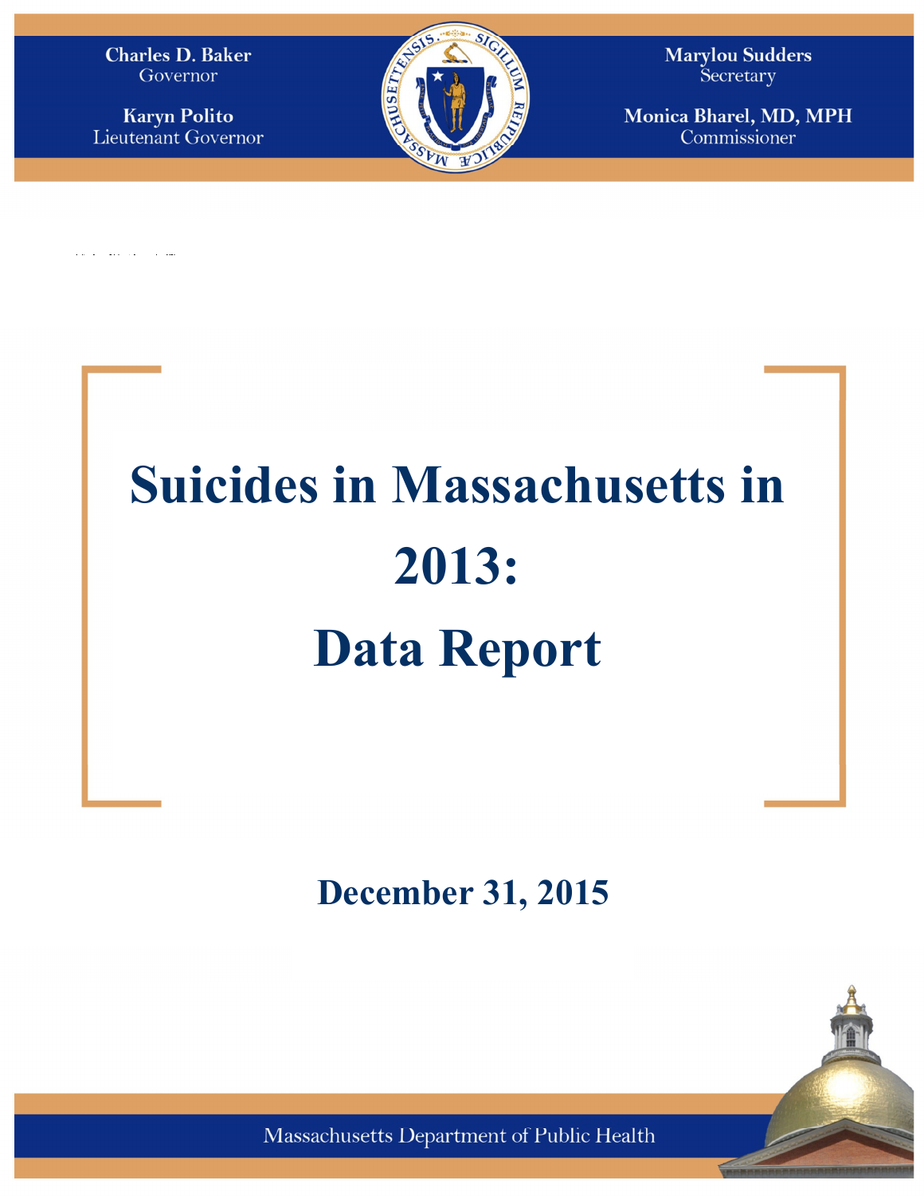Charles D. Baker
Governor

Karyn Polito
Lieutenant Governor

Marylou Sudders
Secretary

Monica Bharel, MD, MPH
Commissioner

# Suicides in Massachusetts in 2013:
# Data Report

## December 31, 2015

Massachusetts Department of Public Health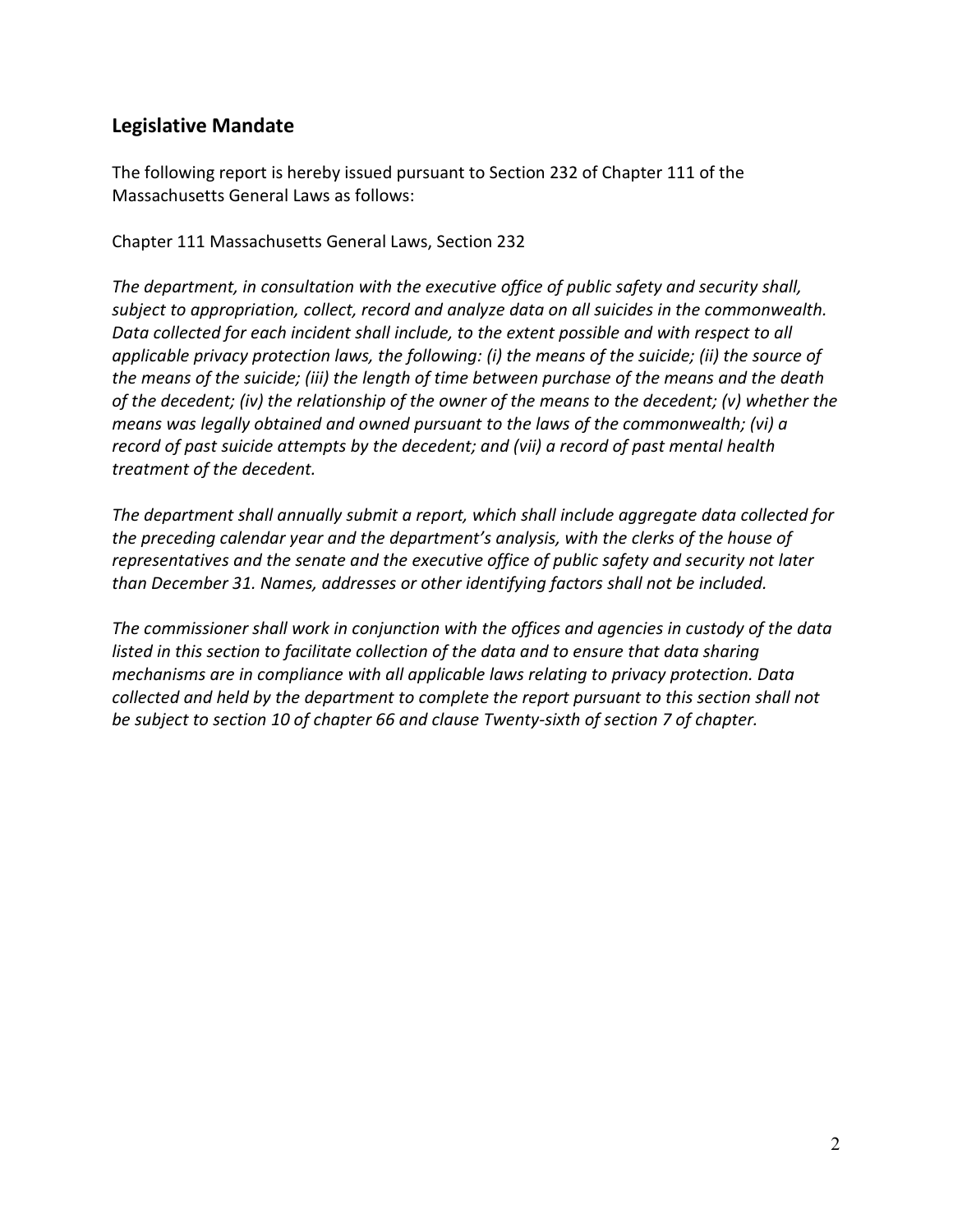## Legislative Mandate

The following report is hereby issued pursuant to Section 232 of Chapter 111 of the Massachusetts General Laws as follows:

Chapter 111 Massachusetts General Laws, Section 232

*The department, in consultation with the executive office of public safety and security shall, subject to appropriation, collect, record and analyze data on all suicides in the commonwealth. Data collected for each incident shall include, to the extent possible and with respect to all applicable privacy protection laws, the following: (i) the means of the suicide; (ii) the source of the means of the suicide; (iii) the length of time between purchase of the means and the death of the decedent; (iv) the relationship of the owner of the means to the decedent; (v) whether the means was legally obtained and owned pursuant to the laws of the commonwealth; (vi) a record of past suicide attempts by the decedent; and (vii) a record of past mental health treatment of the decedent.*

*The department shall annually submit a report, which shall include aggregate data collected for the preceding calendar year and the department's analysis, with the clerks of the house of representatives and the senate and the executive office of public safety and security not later than December 31. Names, addresses or other identifying factors shall not be included.*

*The commissioner shall work in conjunction with the offices and agencies in custody of the data listed in this section to facilitate collection of the data and to ensure that data sharing mechanisms are in compliance with all applicable laws relating to privacy protection. Data collected and held by the department to complete the report pursuant to this section shall not be subject to section 10 of chapter 66 and clause Twenty-sixth of section 7 of chapter.*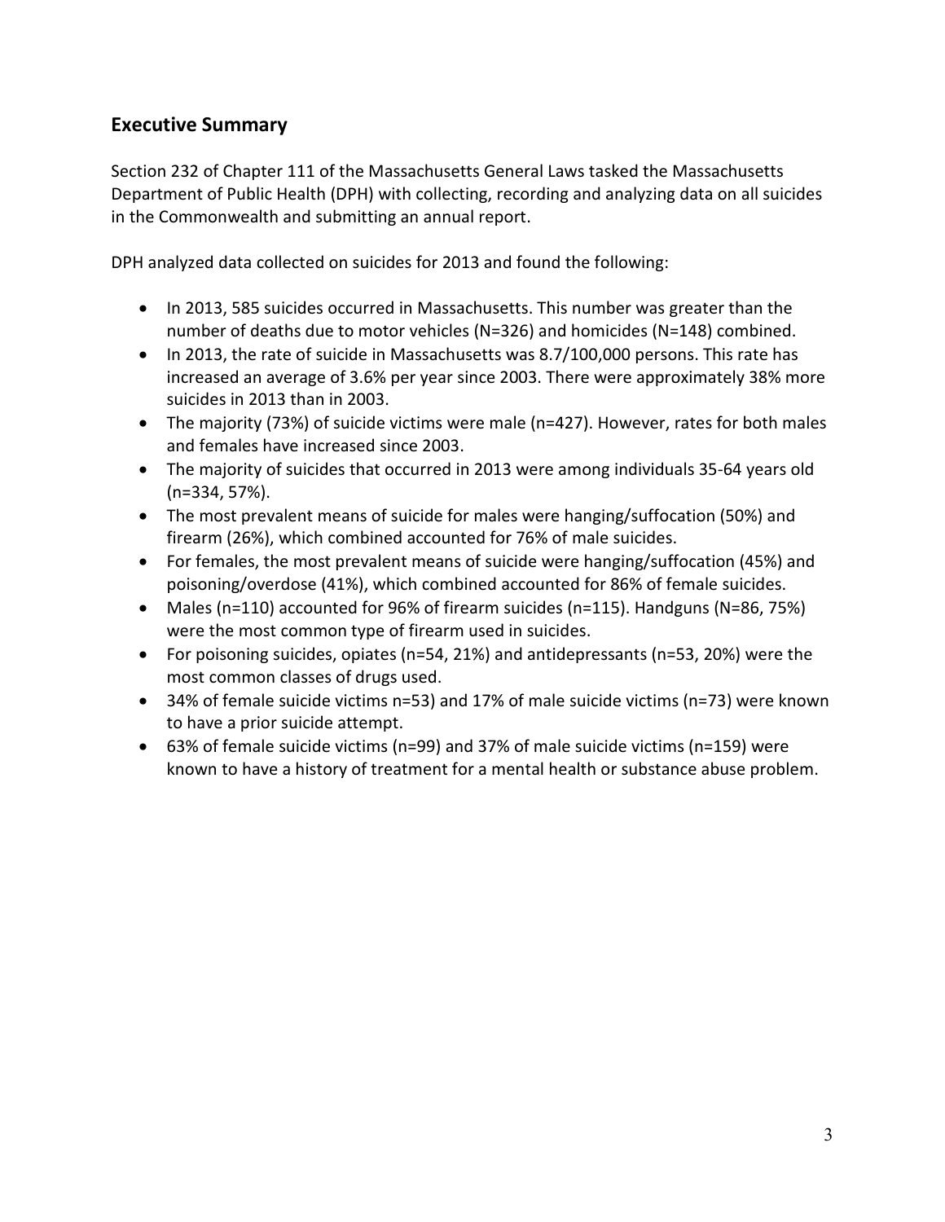## Executive Summary

Section 232 of Chapter 111 of the Massachusetts General Laws tasked the Massachusetts Department of Public Health (DPH) with collecting, recording and analyzing data on all suicides in the Commonwealth and submitting an annual report.

DPH analyzed data collected on suicides for 2013 and found the following:

- In 2013, 585 suicides occurred in Massachusetts. This number was greater than the number of deaths due to motor vehicles (N=326) and homicides (N=148) combined.
- In 2013, the rate of suicide in Massachusetts was 8.7/100,000 persons. This rate has increased an average of 3.6% per year since 2003. There were approximately 38% more suicides in 2013 than in 2003.
- The majority (73%) of suicide victims were male (n=427). However, rates for both males and females have increased since 2003.
- The majority of suicides that occurred in 2013 were among individuals 35-64 years old (n=334, 57%).
- The most prevalent means of suicide for males were hanging/suffocation (50%) and firearm (26%), which combined accounted for 76% of male suicides.
- For females, the most prevalent means of suicide were hanging/suffocation (45%) and poisoning/overdose (41%), which combined accounted for 86% of female suicides.
- Males (n=110) accounted for 96% of firearm suicides (n=115). Handguns (N=86, 75%) were the most common type of firearm used in suicides.
- For poisoning suicides, opiates (n=54, 21%) and antidepressants (n=53, 20%) were the most common classes of drugs used.
- 34% of female suicide victims n=53) and 17% of male suicide victims (n=73) were known to have a prior suicide attempt.
- 63% of female suicide victims (n=99) and 37% of male suicide victims (n=159) were known to have a history of treatment for a mental health or substance abuse problem.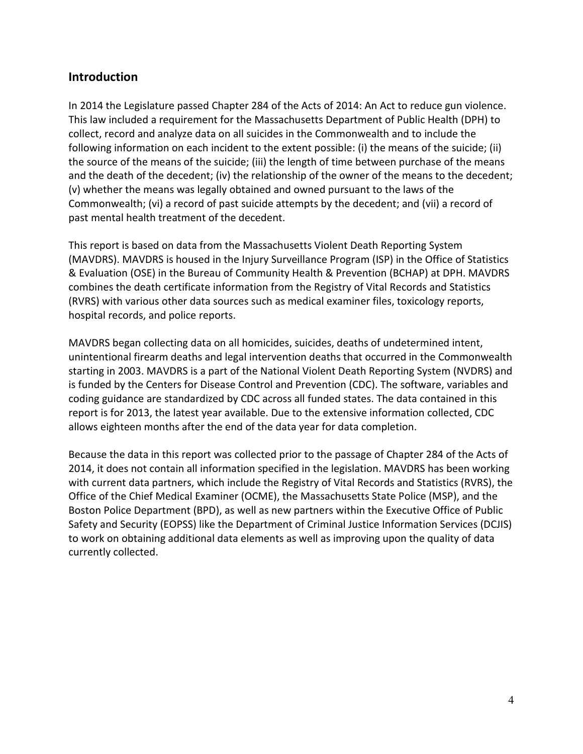## Introduction

In 2014 the Legislature passed Chapter 284 of the Acts of 2014: An Act to reduce gun violence. This law included a requirement for the Massachusetts Department of Public Health (DPH) to collect, record and analyze data on all suicides in the Commonwealth and to include the following information on each incident to the extent possible: (i) the means of the suicide; (ii) the source of the means of the suicide; (iii) the length of time between purchase of the means and the death of the decedent; (iv) the relationship of the owner of the means to the decedent; (v) whether the means was legally obtained and owned pursuant to the laws of the Commonwealth; (vi) a record of past suicide attempts by the decedent; and (vii) a record of past mental health treatment of the decedent.

This report is based on data from the Massachusetts Violent Death Reporting System (MAVDRS). MAVDRS is housed in the Injury Surveillance Program (ISP) in the Office of Statistics & Evaluation (OSE) in the Bureau of Community Health & Prevention (BCHAP) at DPH. MAVDRS combines the death certificate information from the Registry of Vital Records and Statistics (RVRS) with various other data sources such as medical examiner files, toxicology reports, hospital records, and police reports.

MAVDRS began collecting data on all homicides, suicides, deaths of undetermined intent, unintentional firearm deaths and legal intervention deaths that occurred in the Commonwealth starting in 2003. MAVDRS is a part of the National Violent Death Reporting System (NVDRS) and is funded by the Centers for Disease Control and Prevention (CDC). The software, variables and coding guidance are standardized by CDC across all funded states. The data contained in this report is for 2013, the latest year available. Due to the extensive information collected, CDC allows eighteen months after the end of the data year for data completion.

Because the data in this report was collected prior to the passage of Chapter 284 of the Acts of 2014, it does not contain all information specified in the legislation. MAVDRS has been working with current data partners, which include the Registry of Vital Records and Statistics (RVRS), the Office of the Chief Medical Examiner (OCME), the Massachusetts State Police (MSP), and the Boston Police Department (BPD), as well as new partners within the Executive Office of Public Safety and Security (EOPSS) like the Department of Criminal Justice Information Services (DCJIS) to work on obtaining additional data elements as well as improving upon the quality of data currently collected.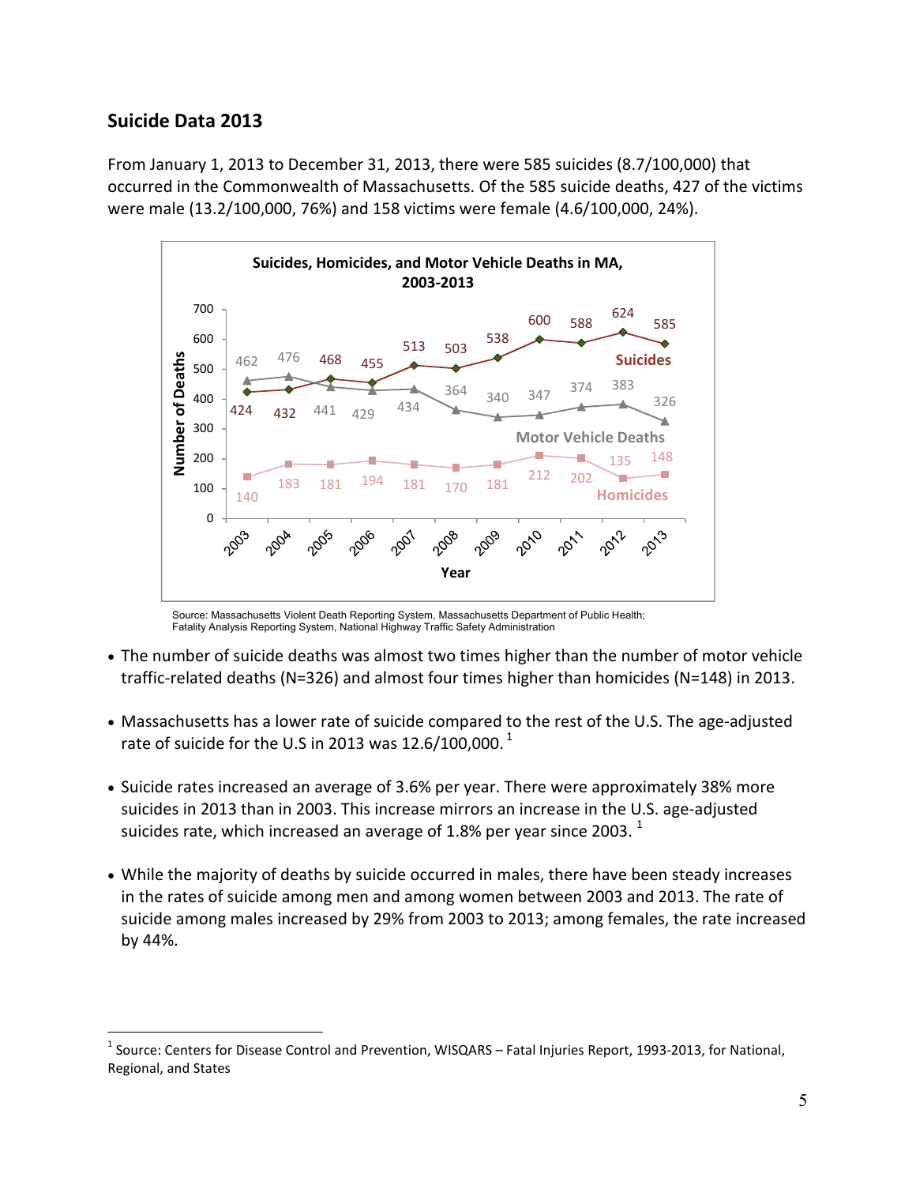## Suicide Data 2013

From January 1, 2013 to December 31, 2013, there were 585 suicides (8.7/100,000) that occurred in the Commonwealth of Massachusetts. Of the 585 suicide deaths, 427 of the victims were male (13.2/100,000, 76%) and 158 victims were female (4.6/100,000, 24%).

**Suicides, Homicides, and Motor Vehicle Deaths in MA, 2003-2013**

| Year | Suicides | Motor Vehicle Deaths | Homicides |
|---|---|---|---|
| 2003 | 424 | 462 | 140 |
| 2004 | 432 | 476 | 183 |
| 2005 | 468 | 441 | 181 |
| 2006 | 455 | 429 | 194 |
| 2007 | 513 | 434 | 181 |
| 2008 | 503 | 364 | 170 |
| 2009 | 538 | 340 | 181 |
| 2010 | 600 | 347 | 212 |
| 2011 | 588 | 374 | 202 |
| 2012 | 624 | 383 | 135 |
| 2013 | 585 | 326 | 148 |

Source: Massachusetts Violent Death Reporting System, Massachusetts Department of Public Health; Fatality Analysis Reporting System, National Highway Traffic Safety Administration

- The number of suicide deaths was almost two times higher than the number of motor vehicle traffic-related deaths (N=326) and almost four times higher than homicides (N=148) in 2013.
- Massachusetts has a lower rate of suicide compared to the rest of the U.S. The age-adjusted rate of suicide for the U.S in 2013 was 12.6/100,000. [1]
- Suicide rates increased an average of 3.6% per year. There were approximately 38% more suicides in 2013 than in 2003. This increase mirrors an increase in the U.S. age-adjusted suicides rate, which increased an average of 1.8% per year since 2003. [1]
- While the majority of deaths by suicide occurred in males, there have been steady increases in the rates of suicide among men and among women between 2003 and 2013. The rate of suicide among males increased by 29% from 2003 to 2013; among females, the rate increased by 44%.

[1] Source: Centers for Disease Control and Prevention, WISQARS – Fatal Injuries Report, 1993-2013, for National, Regional, and States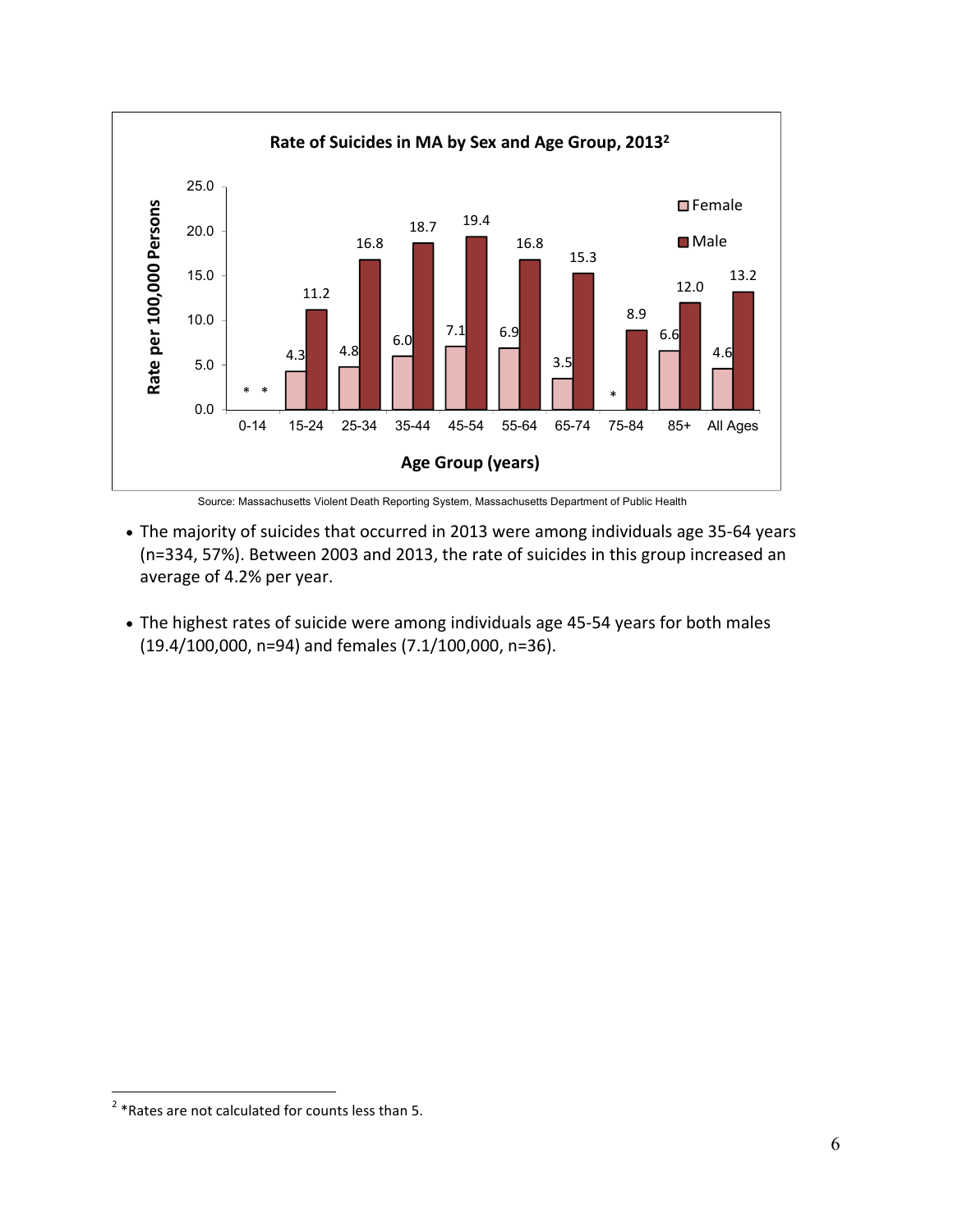**Rate of Suicides in MA by Sex and Age Group, 2013[2]**

| Age Group (years) | Female | Male |
| --- | --- | --- |
| 0-14 | * | * |
| 15-24 | 4.3 | 11.2 |
| 25-34 | 4.8 | 16.8 |
| 35-44 | 6.0 | 18.7 |
| 45-54 | 7.1 | 19.4 |
| 55-64 | 6.9 | 16.8 |
| 65-74 | 3.5 | 15.3 |
| 75-84 | * | 8.9 |
| 85+ | 6.6 | 12.0 |
| All Ages | 4.6 | 13.2 |

Rate per 100,000 Persons

Source: Massachusetts Violent Death Reporting System, Massachusetts Department of Public Health

- The majority of suicides that occurred in 2013 were among individuals age 35-64 years (n=334, 57%). Between 2003 and 2013, the rate of suicides in this group increased an average of 4.2% per year.

- The highest rates of suicide were among individuals age 45-54 years for both males (19.4/100,000, n=94) and females (7.1/100,000, n=36).

[2] *Rates are not calculated for counts less than 5.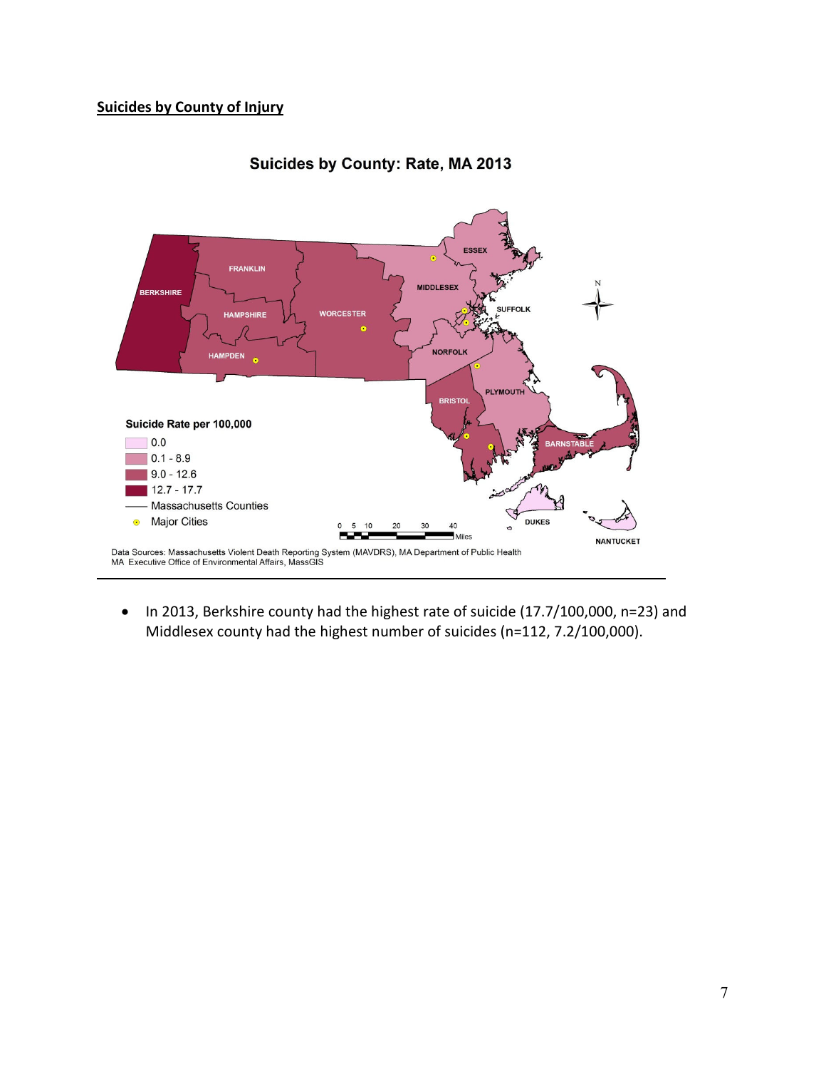**Suicides by County of Injury**

Suicides by County: Rate, MA 2013

Suicide Rate per 100,000

- 0.0
- 0.1 - 8.9
- 9.0 - 12.6
- 12.7 - 17.7
- Massachusetts Counties
- Major Cities

Data Sources: Massachusetts Violent Death Reporting System (MAVDRS), MA Department of Public Health
MA Executive Office of Environmental Affairs, MassGIS

- In 2013, Berkshire county had the highest rate of suicide (17.7/100,000, n=23) and Middlesex county had the highest number of suicides (n=112, 7.2/100,000).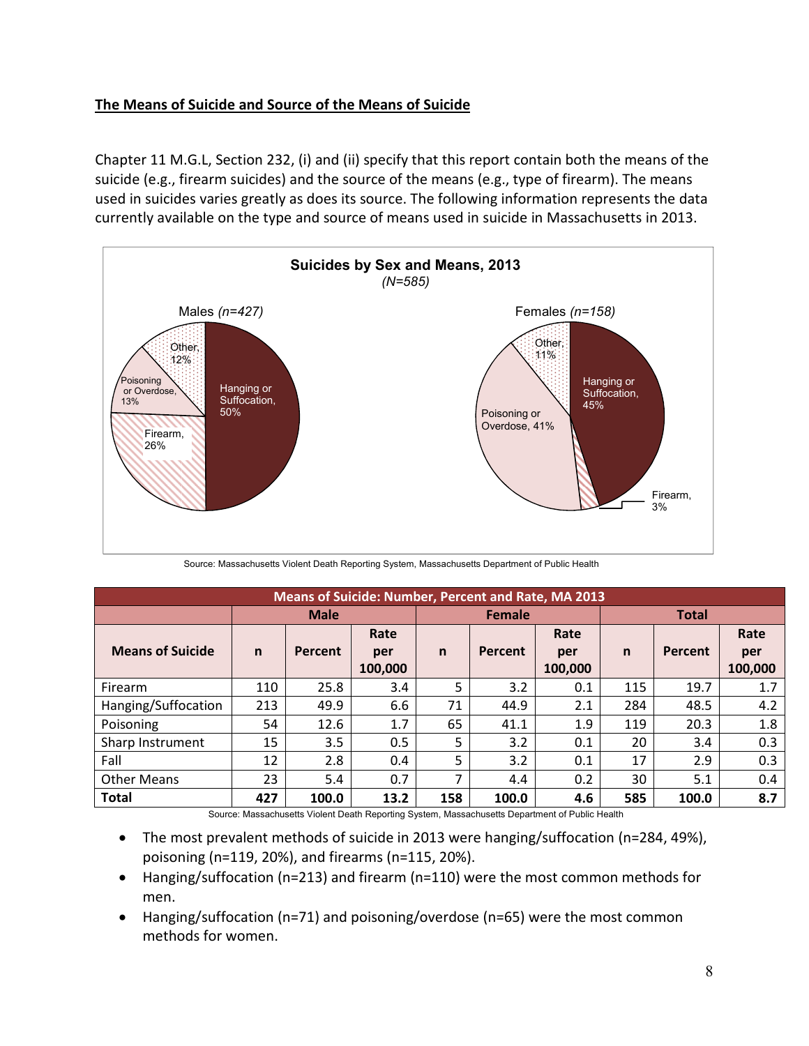## The Means of Suicide and Source of the Means of Suicide

Chapter 11 M.G.L, Section 232, (i) and (ii) specify that this report contain both the means of the suicide (e.g., firearm suicides) and the source of the means (e.g., type of firearm). The means used in suicides varies greatly as does its source. The following information represents the data currently available on the type and source of means used in suicide in Massachusetts in 2013.

**Suicides by Sex and Means, 2013**
*(N=585)*

Males *(n=427)*: Hanging or Suffocation, 50%; Firearm, 26%; Poisoning or Overdose, 13%; Other, 12%

Females *(n=158)*: Hanging or Suffocation, 45%; Poisoning or Overdose, 41%; Other, 11%; Firearm, 3%

Source: Massachusetts Violent Death Reporting System, Massachusetts Department of Public Health

| Means of Suicide: Number, Percent and Rate, MA 2013 | | | | | | | | | |
|---|---|---|---|---|---|---|---|---|---|
| | Male | | | Female | | | Total | | |
| **Means of Suicide** | **n** | **Percent** | **Rate per 100,000** | **n** | **Percent** | **Rate per 100,000** | **n** | **Percent** | **Rate per 100,000** |
| Firearm | 110 | 25.8 | 3.4 | 5 | 3.2 | 0.1 | 115 | 19.7 | 1.7 |
| Hanging/Suffocation | 213 | 49.9 | 6.6 | 71 | 44.9 | 2.1 | 284 | 48.5 | 4.2 |
| Poisoning | 54 | 12.6 | 1.7 | 65 | 41.1 | 1.9 | 119 | 20.3 | 1.8 |
| Sharp Instrument | 15 | 3.5 | 0.5 | 5 | 3.2 | 0.1 | 20 | 3.4 | 0.3 |
| Fall | 12 | 2.8 | 0.4 | 5 | 3.2 | 0.1 | 17 | 2.9 | 0.3 |
| Other Means | 23 | 5.4 | 0.7 | 7 | 4.4 | 0.2 | 30 | 5.1 | 0.4 |
| **Total** | **427** | **100.0** | **13.2** | **158** | **100.0** | **4.6** | **585** | **100.0** | **8.7** |

Source: Massachusetts Violent Death Reporting System, Massachusetts Department of Public Health

- The most prevalent methods of suicide in 2013 were hanging/suffocation (n=284, 49%), poisoning (n=119, 20%), and firearms (n=115, 20%).
- Hanging/suffocation (n=213) and firearm (n=110) were the most common methods for men.
- Hanging/suffocation (n=71) and poisoning/overdose (n=65) were the most common methods for women.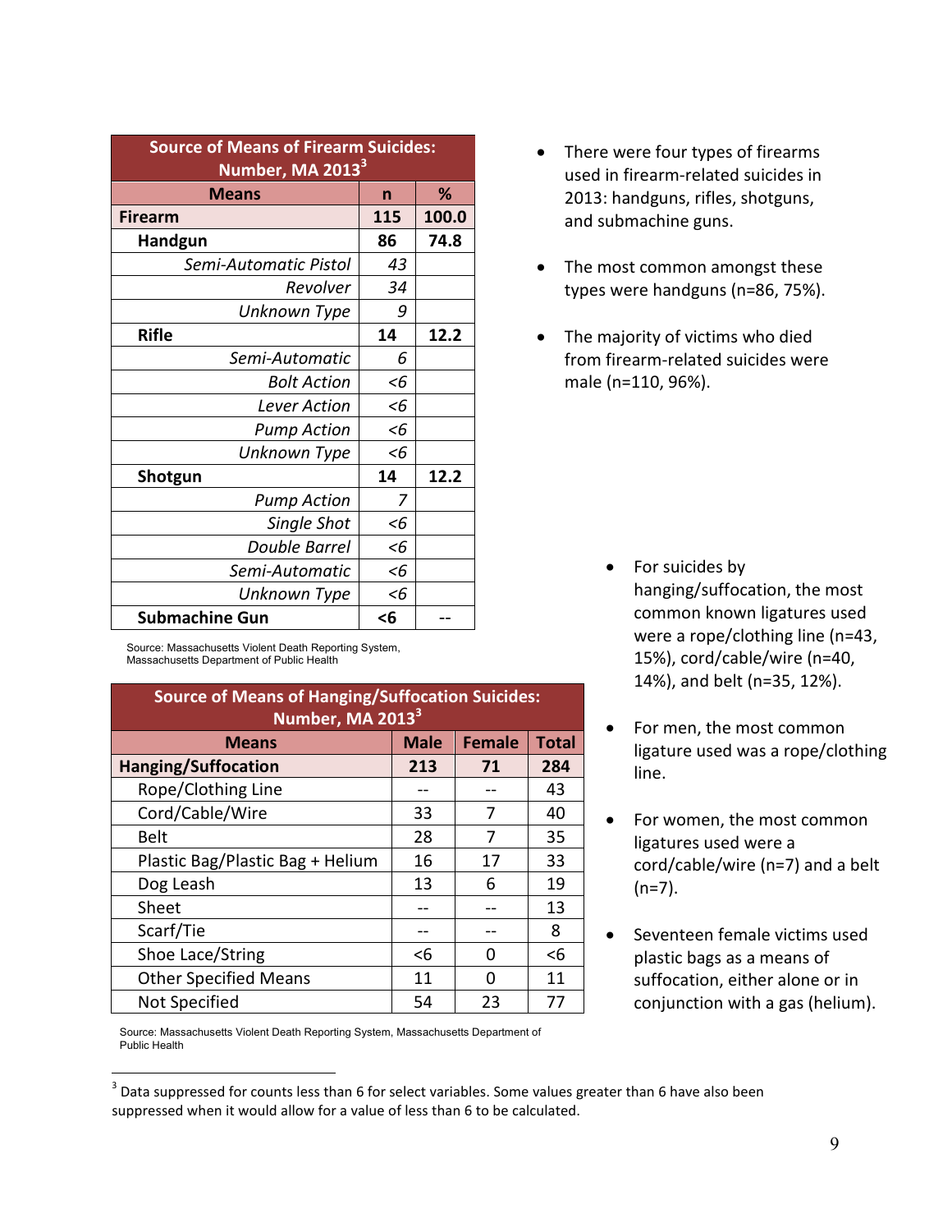| Source of Means of Firearm Suicides: Number, MA 2013[3] | | |
|---|---|---|
| **Means** | **n** | **%** |
| **Firearm** | **115** | **100.0** |
| **Handgun** | **86** | **74.8** |
| *Semi-Automatic Pistol* | *43* | |
| *Revolver* | *34* | |
| *Unknown Type* | *9* | |
| **Rifle** | **14** | **12.2** |
| *Semi-Automatic* | *6* | |
| *Bolt Action* | *<6* | |
| *Lever Action* | *<6* | |
| *Pump Action* | *<6* | |
| *Unknown Type* | *<6* | |
| **Shotgun** | **14** | **12.2** |
| *Pump Action* | *7* | |
| *Single Shot* | *<6* | |
| *Double Barrel* | *<6* | |
| *Semi-Automatic* | *<6* | |
| *Unknown Type* | *<6* | |
| **Submachine Gun** | **<6** | **--** |

Source: Massachusetts Violent Death Reporting System, Massachusetts Department of Public Health

- There were four types of firearms used in firearm-related suicides in 2013: handguns, rifles, shotguns, and submachine guns.
- The most common amongst these types were handguns (n=86, 75%).
- The majority of victims who died from firearm-related suicides were male (n=110, 96%).

| Source of Means of Hanging/Suffocation Suicides: Number, MA 2013[3] | | | |
|---|---|---|---|
| **Means** | **Male** | **Female** | **Total** |
| **Hanging/Suffocation** | **213** | **71** | **284** |
| Rope/Clothing Line | -- | -- | 43 |
| Cord/Cable/Wire | 33 | 7 | 40 |
| Belt | 28 | 7 | 35 |
| Plastic Bag/Plastic Bag + Helium | 16 | 17 | 33 |
| Dog Leash | 13 | 6 | 19 |
| Sheet | -- | -- | 13 |
| Scarf/Tie | -- | -- | 8 |
| Shoe Lace/String | <6 | 0 | <6 |
| Other Specified Means | 11 | 0 | 11 |
| Not Specified | 54 | 23 | 77 |

Source: Massachusetts Violent Death Reporting System, Massachusetts Department of Public Health

- For suicides by hanging/suffocation, the most common known ligatures used were a rope/clothing line (n=43, 15%), cord/cable/wire (n=40, 14%), and belt (n=35, 12%).
- For men, the most common ligature used was a rope/clothing line.
- For women, the most common ligatures used were a cord/cable/wire (n=7) and a belt (n=7).
- Seventeen female victims used plastic bags as a means of suffocation, either alone or in conjunction with a gas (helium).

[3] Data suppressed for counts less than 6 for select variables. Some values greater than 6 have also been suppressed when it would allow for a value of less than 6 to be calculated.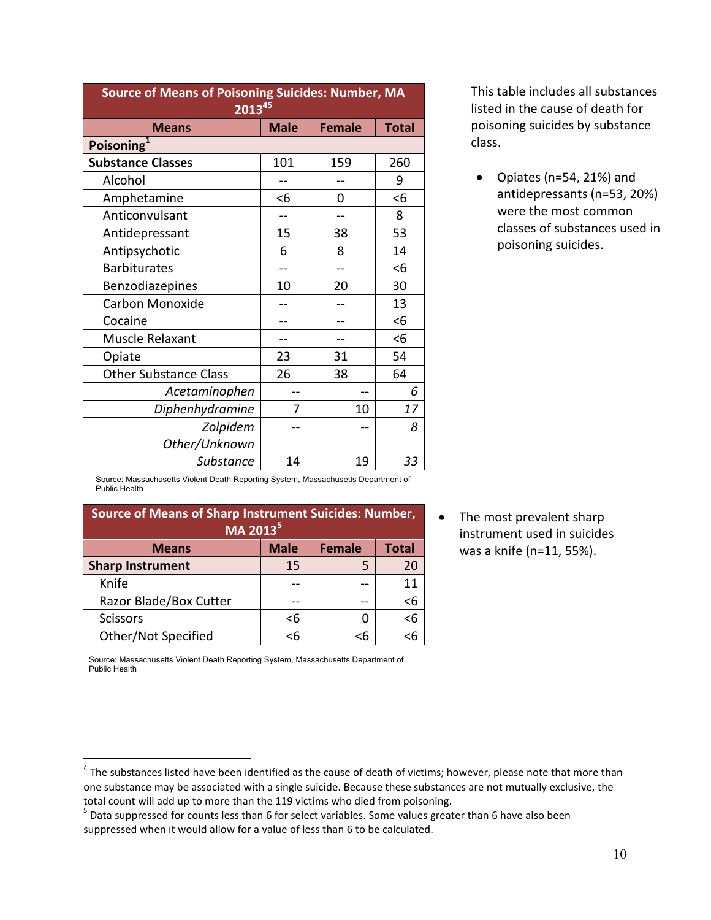| Source of Means of Poisoning Suicides: Number, MA 2013[4,5] | | | |
|---|---|---|---|
| **Means** | **Male** | **Female** | **Total** |
| **Poisoning[1]** | | | |
| **Substance Classes** | 101 | 159 | 260 |
| Alcohol | -- | -- | 9 |
| Amphetamine | <6 | 0 | <6 |
| Anticonvulsant | -- | -- | 8 |
| Antidepressant | 15 | 38 | 53 |
| Antipsychotic | 6 | 8 | 14 |
| Barbiturates | -- | -- | <6 |
| Benzodiazepines | 10 | 20 | 30 |
| Carbon Monoxide | -- | -- | 13 |
| Cocaine | -- | -- | <6 |
| Muscle Relaxant | -- | -- | <6 |
| Opiate | 23 | 31 | 54 |
| Other Substance Class | 26 | 38 | 64 |
| *Acetaminophen* | -- | -- | *6* |
| *Diphenhydramine* | 7 | 10 | *17* |
| *Zolpidem* | -- | -- | *8* |
| *Other/Unknown Substance* | 14 | 19 | *33* |

Source: Massachusetts Violent Death Reporting System, Massachusetts Department of Public Health

This table includes all substances listed in the cause of death for poisoning suicides by substance class.

- Opiates (n=54, 21%) and antidepressants (n=53, 20%) were the most common classes of substances used in poisoning suicides.

| Source of Means of Sharp Instrument Suicides: Number, MA 2013[5] | | | |
|---|---|---|---|
| **Means** | **Male** | **Female** | **Total** |
| **Sharp Instrument** | 15 | 5 | 20 |
| Knife | -- | -- | 11 |
| Razor Blade/Box Cutter | -- | -- | <6 |
| Scissors | <6 | 0 | <6 |
| Other/Not Specified | <6 | <6 | <6 |

Source: Massachusetts Violent Death Reporting System, Massachusetts Department of Public Health

- The most prevalent sharp instrument used in suicides was a knife (n=11, 55%).

---

[4] The substances listed have been identified as the cause of death of victims; however, please note that more than one substance may be associated with a single suicide. Because these substances are not mutually exclusive, the total count will add up to more than the 119 victims who died from poisoning.

[5] Data suppressed for counts less than 6 for select variables. Some values greater than 6 have also been suppressed when it would allow for a value of less than 6 to be calculated.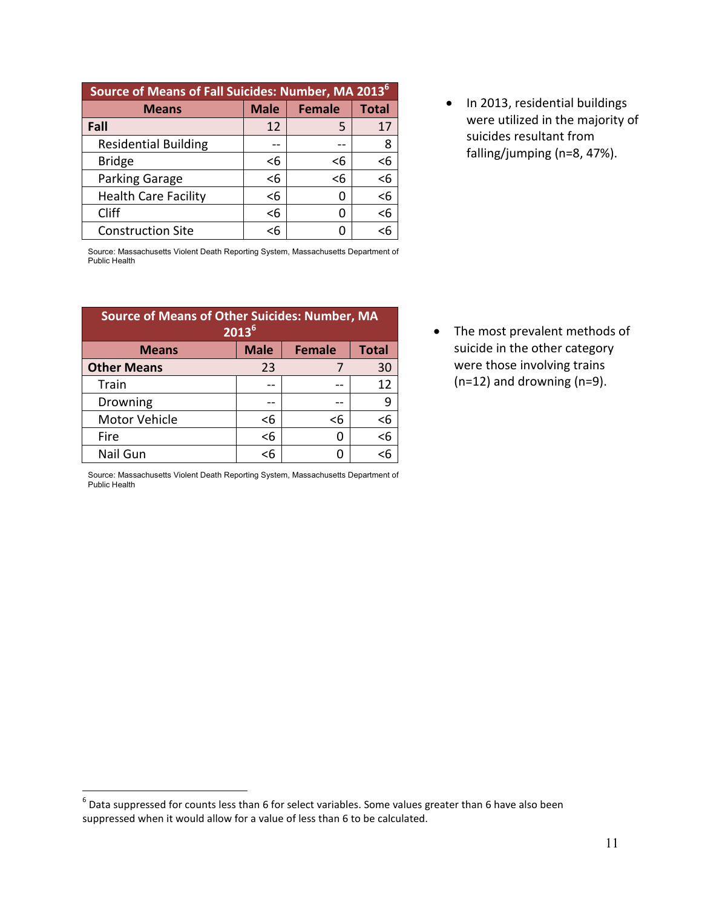| Source of Means of Fall Suicides: Number, MA 2013[6] | | | |
|---|---|---|---|
| **Means** | **Male** | **Female** | **Total** |
| **Fall** | 12 | 5 | 17 |
| Residential Building | -- | -- | 8 |
| Bridge | <6 | <6 | <6 |
| Parking Garage | <6 | <6 | <6 |
| Health Care Facility | <6 | 0 | <6 |
| Cliff | <6 | 0 | <6 |
| Construction Site | <6 | 0 | <6 |

Source: Massachusetts Violent Death Reporting System, Massachusetts Department of Public Health

- In 2013, residential buildings were utilized in the majority of suicides resultant from falling/jumping (n=8, 47%).

| Source of Means of Other Suicides: Number, MA 2013[6] | | | |
|---|---|---|---|
| **Means** | **Male** | **Female** | **Total** |
| **Other Means** | 23 | 7 | 30 |
| Train | -- | -- | 12 |
| Drowning | -- | -- | 9 |
| Motor Vehicle | <6 | <6 | <6 |
| Fire | <6 | 0 | <6 |
| Nail Gun | <6 | 0 | <6 |

Source: Massachusetts Violent Death Reporting System, Massachusetts Department of Public Health

- The most prevalent methods of suicide in the other category were those involving trains (n=12) and drowning (n=9).

[6] Data suppressed for counts less than 6 for select variables. Some values greater than 6 have also been suppressed when it would allow for a value of less than 6 to be calculated.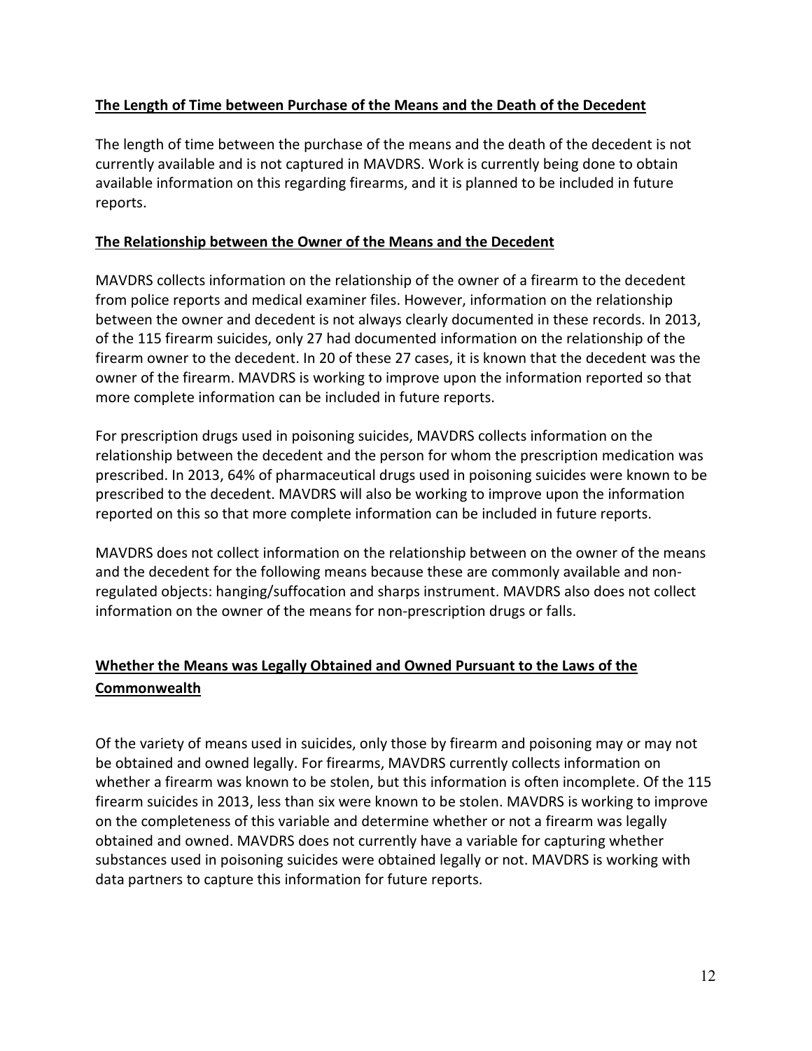## The Length of Time between Purchase of the Means and the Death of the Decedent

The length of time between the purchase of the means and the death of the decedent is not currently available and is not captured in MAVDRS. Work is currently being done to obtain available information on this regarding firearms, and it is planned to be included in future reports.

## The Relationship between the Owner of the Means and the Decedent

MAVDRS collects information on the relationship of the owner of a firearm to the decedent from police reports and medical examiner files. However, information on the relationship between the owner and decedent is not always clearly documented in these records. In 2013, of the 115 firearm suicides, only 27 had documented information on the relationship of the firearm owner to the decedent. In 20 of these 27 cases, it is known that the decedent was the owner of the firearm. MAVDRS is working to improve upon the information reported so that more complete information can be included in future reports.

For prescription drugs used in poisoning suicides, MAVDRS collects information on the relationship between the decedent and the person for whom the prescription medication was prescribed. In 2013, 64% of pharmaceutical drugs used in poisoning suicides were known to be prescribed to the decedent. MAVDRS will also be working to improve upon the information reported on this so that more complete information can be included in future reports.

MAVDRS does not collect information on the relationship between on the owner of the means and the decedent for the following means because these are commonly available and non-regulated objects: hanging/suffocation and sharps instrument. MAVDRS also does not collect information on the owner of the means for non-prescription drugs or falls.

## Whether the Means was Legally Obtained and Owned Pursuant to the Laws of the Commonwealth

Of the variety of means used in suicides, only those by firearm and poisoning may or may not be obtained and owned legally. For firearms, MAVDRS currently collects information on whether a firearm was known to be stolen, but this information is often incomplete. Of the 115 firearm suicides in 2013, less than six were known to be stolen. MAVDRS is working to improve on the completeness of this variable and determine whether or not a firearm was legally obtained and owned. MAVDRS does not currently have a variable for capturing whether substances used in poisoning suicides were obtained legally or not. MAVDRS is working with data partners to capture this information for future reports.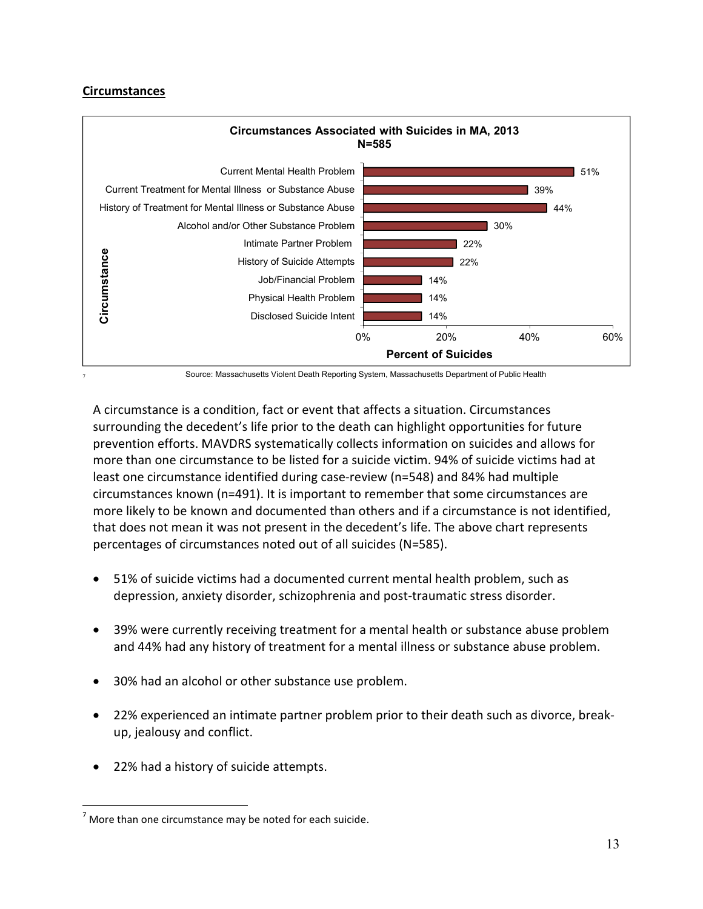## Circumstances

**Circumstances Associated with Suicides in MA, 2013**
**N=585**

| Circumstance | Percent of Suicides |
|---|---|
| Current Mental Health Problem | 51% |
| Current Treatment for Mental Illness or Substance Abuse | 39% |
| History of Treatment for Mental Illness or Substance Abuse | 44% |
| Alcohol and/or Other Substance Problem | 30% |
| Intimate Partner Problem | 22% |
| History of Suicide Attempts | 22% |
| Job/Financial Problem | 14% |
| Physical Health Problem | 14% |
| Disclosed Suicide Intent | 14% |

[7] Source: Massachusetts Violent Death Reporting System, Massachusetts Department of Public Health

A circumstance is a condition, fact or event that affects a situation. Circumstances surrounding the decedent's life prior to the death can highlight opportunities for future prevention efforts. MAVDRS systematically collects information on suicides and allows for more than one circumstance to be listed for a suicide victim. 94% of suicide victims had at least one circumstance identified during case-review (n=548) and 84% had multiple circumstances known (n=491). It is important to remember that some circumstances are more likely to be known and documented than others and if a circumstance is not identified, that does not mean it was not present in the decedent's life. The above chart represents percentages of circumstances noted out of all suicides (N=585).

- 51% of suicide victims had a documented current mental health problem, such as depression, anxiety disorder, schizophrenia and post-traumatic stress disorder.
- 39% were currently receiving treatment for a mental health or substance abuse problem and 44% had any history of treatment for a mental illness or substance abuse problem.
- 30% had an alcohol or other substance use problem.
- 22% experienced an intimate partner problem prior to their death such as divorce, break-up, jealousy and conflict.
- 22% had a history of suicide attempts.

[7] More than one circumstance may be noted for each suicide.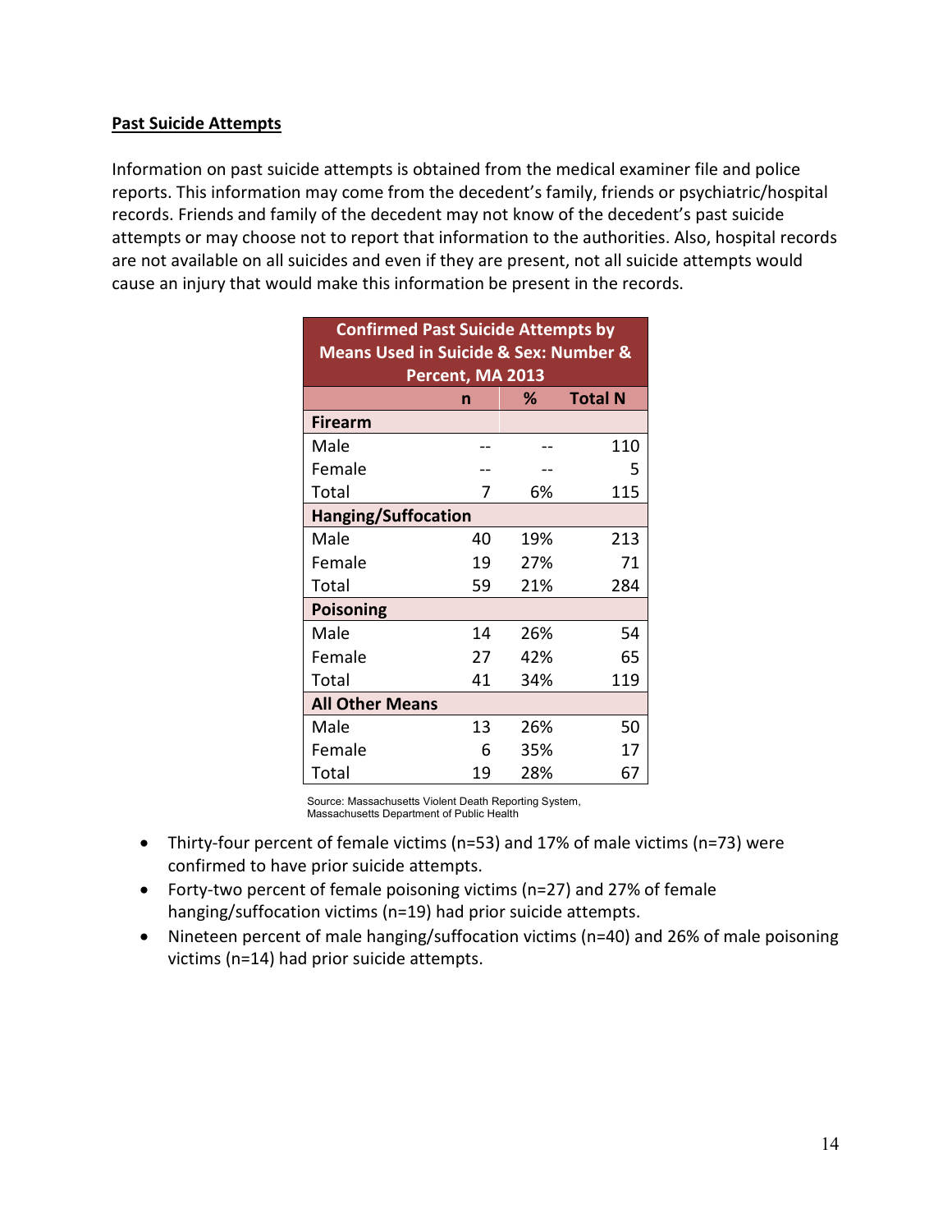**Past Suicide Attempts**

Information on past suicide attempts is obtained from the medical examiner file and police reports. This information may come from the decedent's family, friends or psychiatric/hospital records. Friends and family of the decedent may not know of the decedent's past suicide attempts or may choose not to report that information to the authorities. Also, hospital records are not available on all suicides and even if they are present, not all suicide attempts would cause an injury that would make this information be present in the records.

| Confirmed Past Suicide Attempts by Means Used in Suicide & Sex: Number & Percent, MA 2013 | | | |
|---|---|---|---|
| | n | % | Total N |
| **Firearm** | | | |
| Male | -- | -- | 110 |
| Female | -- | -- | 5 |
| Total | 7 | 6% | 115 |
| **Hanging/Suffocation** | | | |
| Male | 40 | 19% | 213 |
| Female | 19 | 27% | 71 |
| Total | 59 | 21% | 284 |
| **Poisoning** | | | |
| Male | 14 | 26% | 54 |
| Female | 27 | 42% | 65 |
| Total | 41 | 34% | 119 |
| **All Other Means** | | | |
| Male | 13 | 26% | 50 |
| Female | 6 | 35% | 17 |
| Total | 19 | 28% | 67 |

Source: Massachusetts Violent Death Reporting System, Massachusetts Department of Public Health

- Thirty-four percent of female victims (n=53) and 17% of male victims (n=73) were confirmed to have prior suicide attempts.
- Forty-two percent of female poisoning victims (n=27) and 27% of female hanging/suffocation victims (n=19) had prior suicide attempts.
- Nineteen percent of male hanging/suffocation victims (n=40) and 26% of male poisoning victims (n=14) had prior suicide attempts.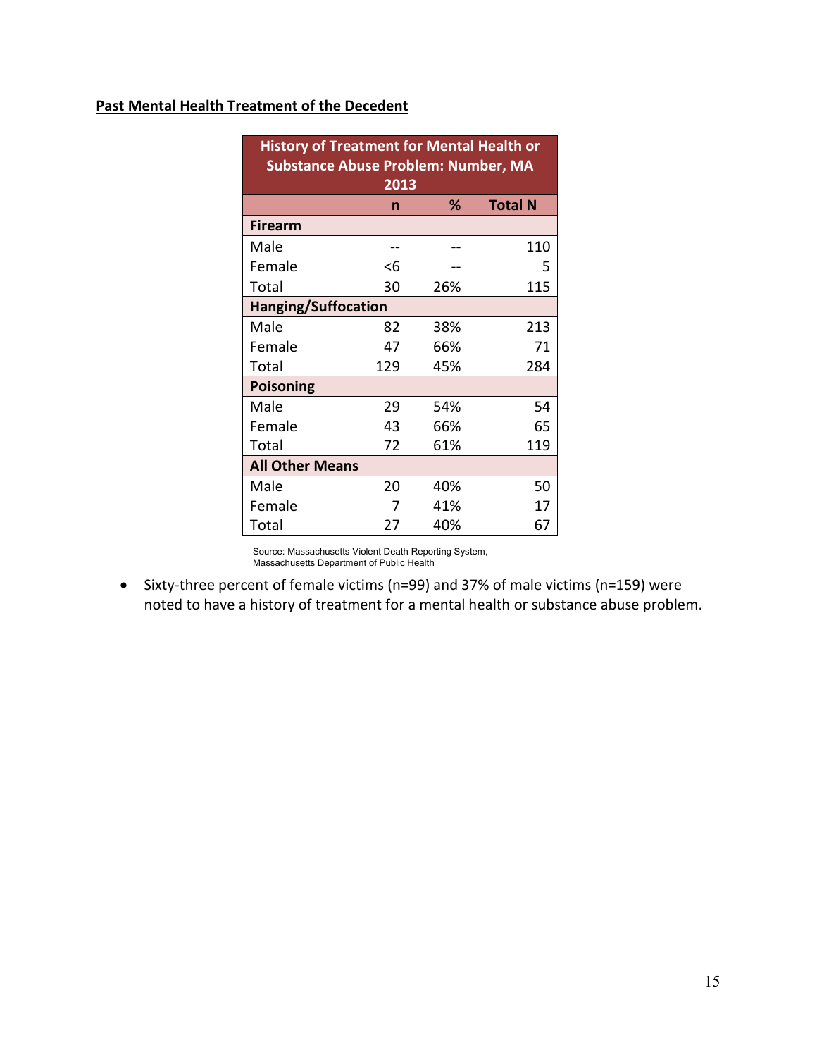**Past Mental Health Treatment of the Decedent**

| History of Treatment for Mental Health or Substance Abuse Problem: Number, MA 2013 | | | |
|---|---|---|---|
| | n | % | Total N |
| **Firearm** | | | |
| Male | -- | -- | 110 |
| Female | <6 | -- | 5 |
| Total | 30 | 26% | 115 |
| **Hanging/Suffocation** | | | |
| Male | 82 | 38% | 213 |
| Female | 47 | 66% | 71 |
| Total | 129 | 45% | 284 |
| **Poisoning** | | | |
| Male | 29 | 54% | 54 |
| Female | 43 | 66% | 65 |
| Total | 72 | 61% | 119 |
| **All Other Means** | | | |
| Male | 20 | 40% | 50 |
| Female | 7 | 41% | 17 |
| Total | 27 | 40% | 67 |

Source: Massachusetts Violent Death Reporting System, Massachusetts Department of Public Health

- Sixty-three percent of female victims (n=99) and 37% of male victims (n=159) were noted to have a history of treatment for a mental health or substance abuse problem.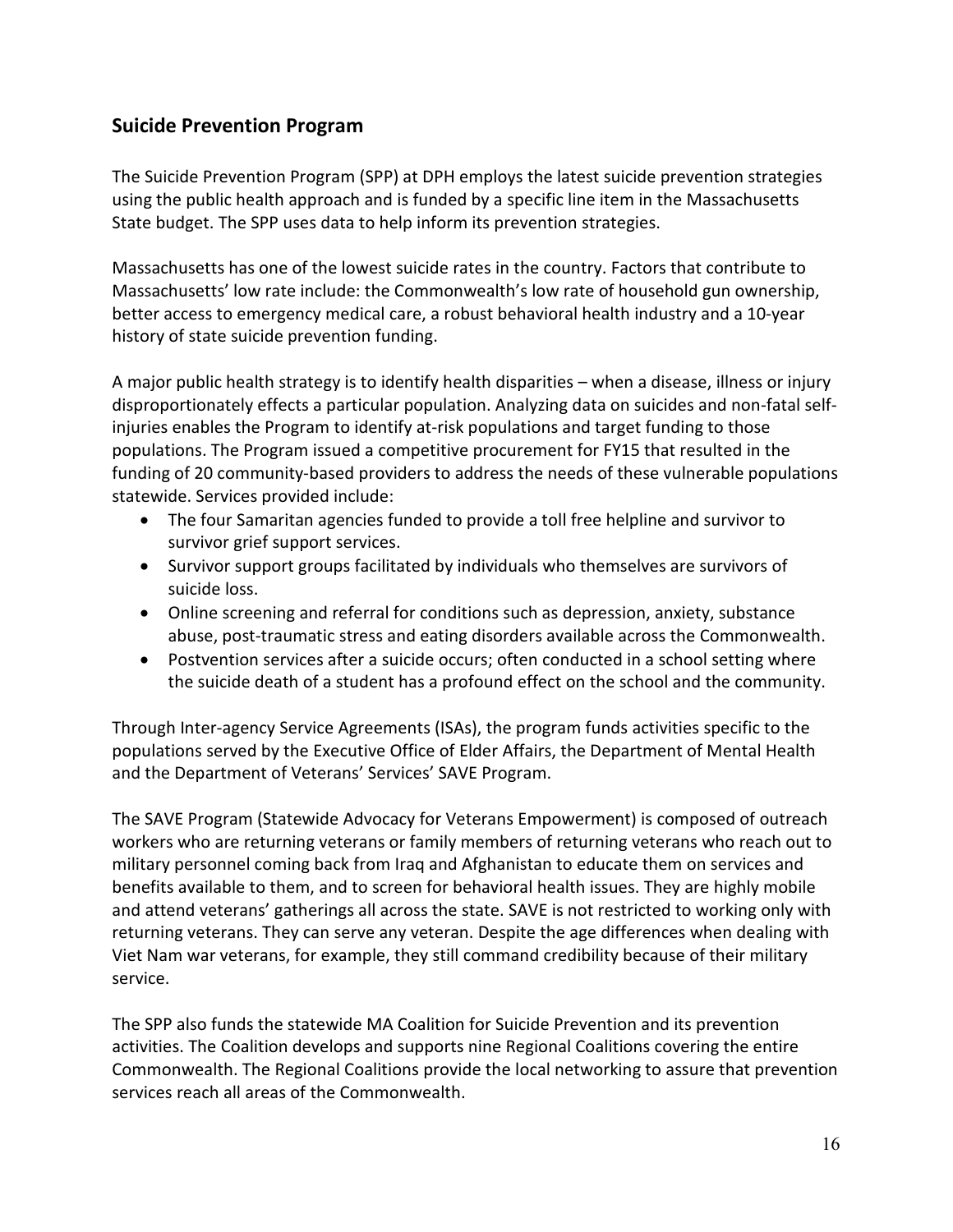## Suicide Prevention Program

The Suicide Prevention Program (SPP) at DPH employs the latest suicide prevention strategies using the public health approach and is funded by a specific line item in the Massachusetts State budget. The SPP uses data to help inform its prevention strategies.

Massachusetts has one of the lowest suicide rates in the country. Factors that contribute to Massachusetts' low rate include: the Commonwealth's low rate of household gun ownership, better access to emergency medical care, a robust behavioral health industry and a 10-year history of state suicide prevention funding.

A major public health strategy is to identify health disparities – when a disease, illness or injury disproportionately effects a particular population. Analyzing data on suicides and non-fatal self-injuries enables the Program to identify at-risk populations and target funding to those populations. The Program issued a competitive procurement for FY15 that resulted in the funding of 20 community-based providers to address the needs of these vulnerable populations statewide. Services provided include:

- The four Samaritan agencies funded to provide a toll free helpline and survivor to survivor grief support services.
- Survivor support groups facilitated by individuals who themselves are survivors of suicide loss.
- Online screening and referral for conditions such as depression, anxiety, substance abuse, post-traumatic stress and eating disorders available across the Commonwealth.
- Postvention services after a suicide occurs; often conducted in a school setting where the suicide death of a student has a profound effect on the school and the community.

Through Inter-agency Service Agreements (ISAs), the program funds activities specific to the populations served by the Executive Office of Elder Affairs, the Department of Mental Health and the Department of Veterans' Services' SAVE Program.

The SAVE Program (Statewide Advocacy for Veterans Empowerment) is composed of outreach workers who are returning veterans or family members of returning veterans who reach out to military personnel coming back from Iraq and Afghanistan to educate them on services and benefits available to them, and to screen for behavioral health issues. They are highly mobile and attend veterans' gatherings all across the state. SAVE is not restricted to working only with returning veterans. They can serve any veteran. Despite the age differences when dealing with Viet Nam war veterans, for example, they still command credibility because of their military service.

The SPP also funds the statewide MA Coalition for Suicide Prevention and its prevention activities. The Coalition develops and supports nine Regional Coalitions covering the entire Commonwealth. The Regional Coalitions provide the local networking to assure that prevention services reach all areas of the Commonwealth.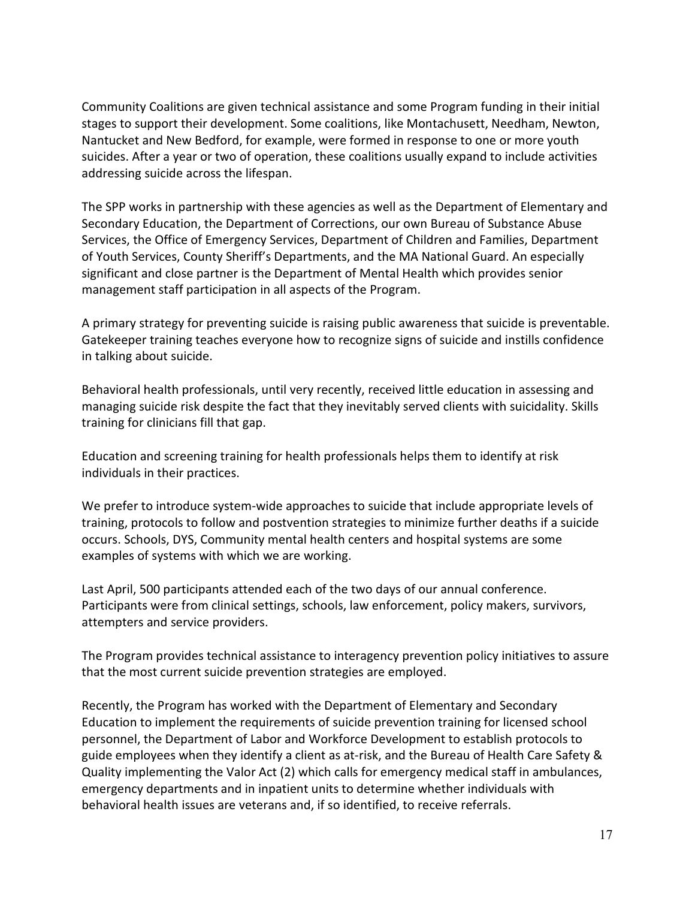Community Coalitions are given technical assistance and some Program funding in their initial stages to support their development. Some coalitions, like Montachusett, Needham, Newton, Nantucket and New Bedford, for example, were formed in response to one or more youth suicides. After a year or two of operation, these coalitions usually expand to include activities addressing suicide across the lifespan.

The SPP works in partnership with these agencies as well as the Department of Elementary and Secondary Education, the Department of Corrections, our own Bureau of Substance Abuse Services, the Office of Emergency Services, Department of Children and Families, Department of Youth Services, County Sheriff's Departments, and the MA National Guard. An especially significant and close partner is the Department of Mental Health which provides senior management staff participation in all aspects of the Program.

A primary strategy for preventing suicide is raising public awareness that suicide is preventable. Gatekeeper training teaches everyone how to recognize signs of suicide and instills confidence in talking about suicide.

Behavioral health professionals, until very recently, received little education in assessing and managing suicide risk despite the fact that they inevitably served clients with suicidality. Skills training for clinicians fill that gap.

Education and screening training for health professionals helps them to identify at risk individuals in their practices.

We prefer to introduce system-wide approaches to suicide that include appropriate levels of training, protocols to follow and postvention strategies to minimize further deaths if a suicide occurs. Schools, DYS, Community mental health centers and hospital systems are some examples of systems with which we are working.

Last April, 500 participants attended each of the two days of our annual conference. Participants were from clinical settings, schools, law enforcement, policy makers, survivors, attempters and service providers.

The Program provides technical assistance to interagency prevention policy initiatives to assure that the most current suicide prevention strategies are employed.

Recently, the Program has worked with the Department of Elementary and Secondary Education to implement the requirements of suicide prevention training for licensed school personnel, the Department of Labor and Workforce Development to establish protocols to guide employees when they identify a client as at-risk, and the Bureau of Health Care Safety & Quality implementing the Valor Act (2) which calls for emergency medical staff in ambulances, emergency departments and in inpatient units to determine whether individuals with behavioral health issues are veterans and, if so identified, to receive referrals.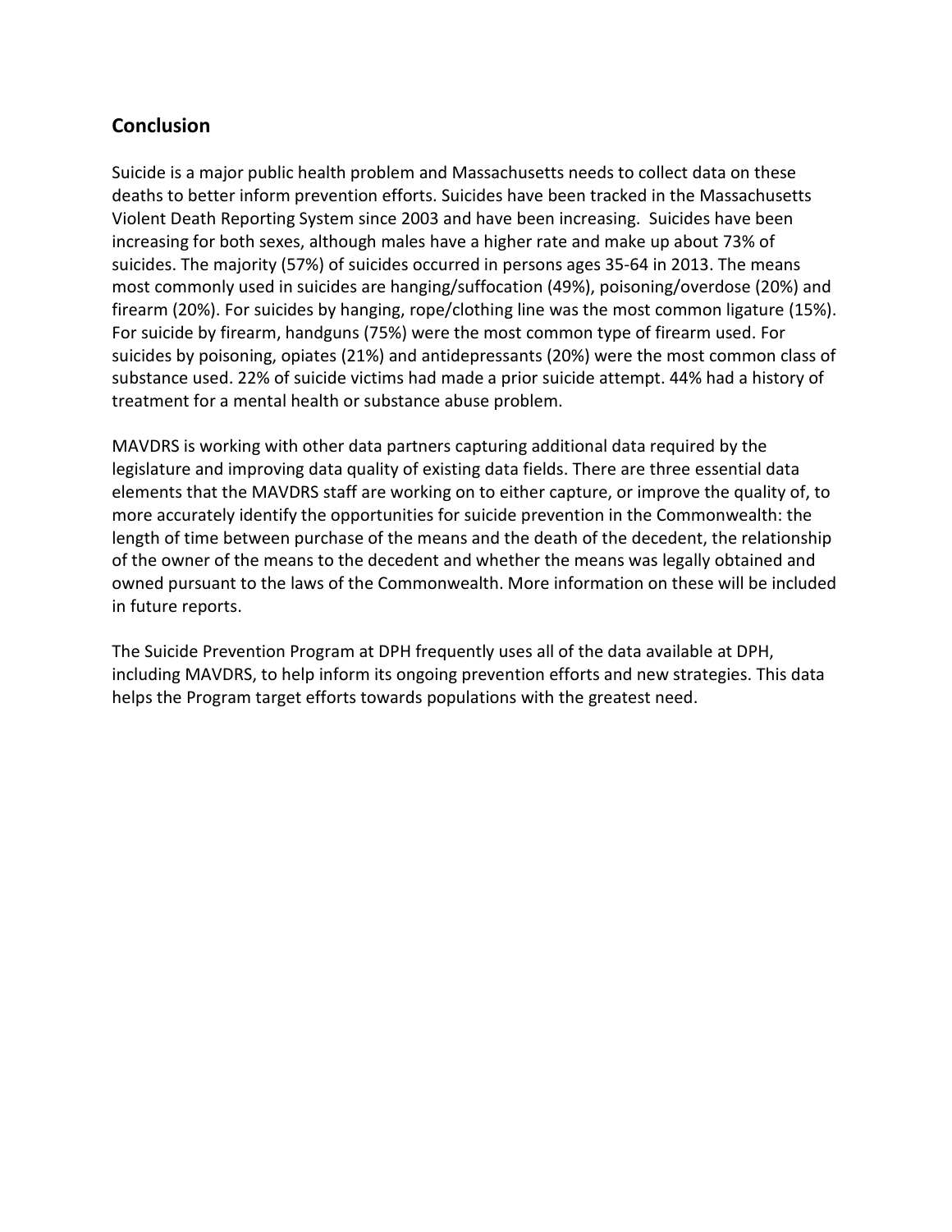## Conclusion

Suicide is a major public health problem and Massachusetts needs to collect data on these deaths to better inform prevention efforts. Suicides have been tracked in the Massachusetts Violent Death Reporting System since 2003 and have been increasing. Suicides have been increasing for both sexes, although males have a higher rate and make up about 73% of suicides. The majority (57%) of suicides occurred in persons ages 35-64 in 2013. The means most commonly used in suicides are hanging/suffocation (49%), poisoning/overdose (20%) and firearm (20%). For suicides by hanging, rope/clothing line was the most common ligature (15%). For suicide by firearm, handguns (75%) were the most common type of firearm used. For suicides by poisoning, opiates (21%) and antidepressants (20%) were the most common class of substance used. 22% of suicide victims had made a prior suicide attempt. 44% had a history of treatment for a mental health or substance abuse problem.

MAVDRS is working with other data partners capturing additional data required by the legislature and improving data quality of existing data fields. There are three essential data elements that the MAVDRS staff are working on to either capture, or improve the quality of, to more accurately identify the opportunities for suicide prevention in the Commonwealth: the length of time between purchase of the means and the death of the decedent, the relationship of the owner of the means to the decedent and whether the means was legally obtained and owned pursuant to the laws of the Commonwealth. More information on these will be included in future reports.

The Suicide Prevention Program at DPH frequently uses all of the data available at DPH, including MAVDRS, to help inform its ongoing prevention efforts and new strategies. This data helps the Program target efforts towards populations with the greatest need.